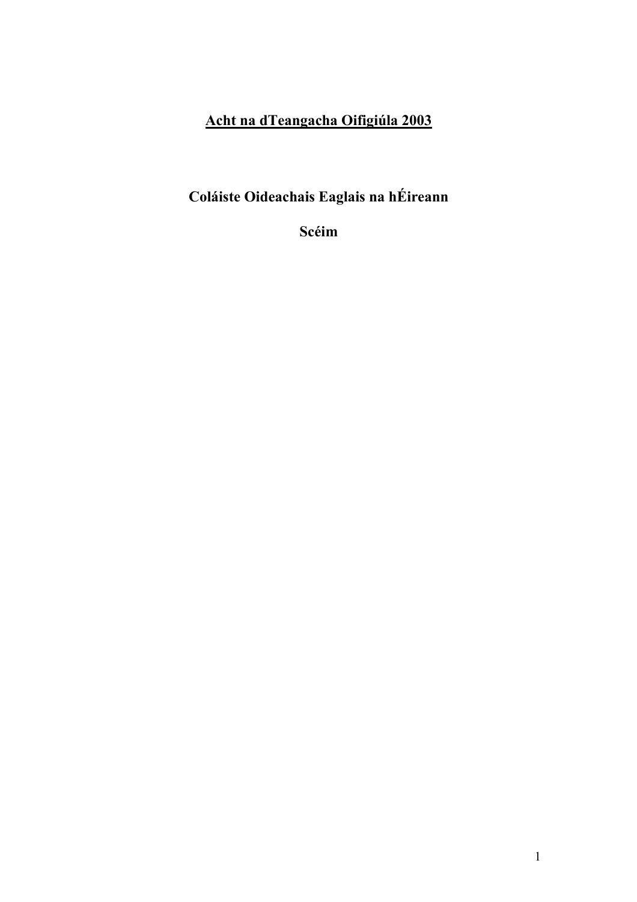# **<u>Acht na dTeangacha Oifigiúla 2003</u>**

## **Coláiste Oideachais Eaglais na hÉireann**

## **Scéim**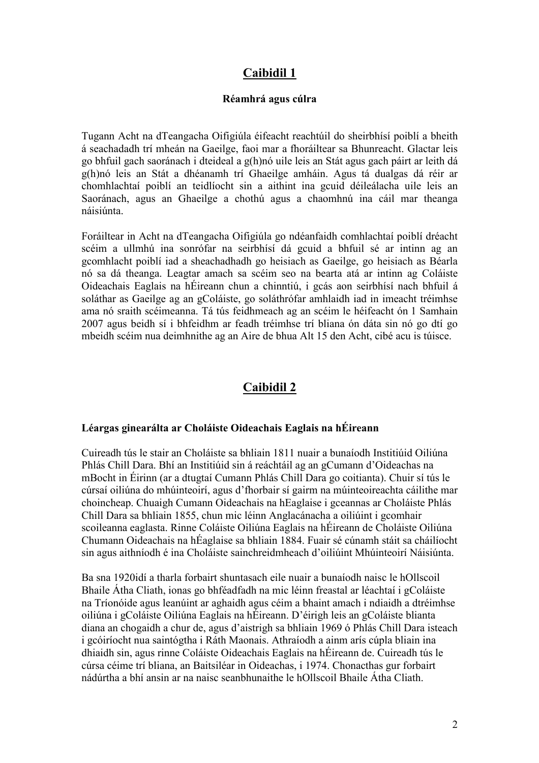# Caibidil 1

### Réamhrá agus cúlra

Tugann Acht na dTeangacha Oifigiúla éifeacht reachtúil do sheirbhísí poiblí a bheith á seachadadh trí mheán na Gaeilge, faoi mar a fhoráiltear sa Bhunreacht. Glactar leis go bhfuil gach saoránach i dteideal a g(h)nó uile leis an Stát agus gach páirt ar leith dá g(h)nó leis an Stát a dhéanamh trí Ghaeilge amháin. Agus tá dualgas dá réir ar chomhlachtaí poiblí an teidlíocht sin a aithint ina gcuid déileálacha uile leis an Saoránach, agus an Ghaeilge a chothú agus a chaomhnú ina cáil mar theanga náisiúnta.

Foráiltear in Acht na dTeangacha Oifigiúla go ndéanfaidh comhlachtaí poiblí dréacht scéim a ullmhú ina sonrófar na seirbhísí dá gcuid a bhfuil sé ar intinn ag an gcomhlacht poiblí iad a sheachadhadh go heisiach as Gaeilge, go heisiach as Béarla nó sa dá theanga. Leagtar amach sa scéim seo na bearta atá ar intinn ag Coláiste Oideachais Eaglais na hÉireann chun a chinntiú, i gcás aon seirbhísí nach bhfuil á soláthar as Gaeilge ag an gColáiste, go soláthrófar amhlaidh iad in imeacht tréimhse ama nó sraith scéimeanna. Tá tús feidhmeach ag an scéim le héifeacht ón 1 Samhain 2007 agus beidh sí i bhfeidhm ar feadh tréimhse trí bliana ón dáta sin nó go dtí go mbeidh scéim nua deimhnithe ag an Aire de bhua Alt 15 den Acht, cibé acu is túisce.

# Caibidil 2

### Léargas ginearálta ar Choláiste Oideachais Eaglais na hÉireann

Cuireadh tús le stair an Choláiste sa bhliain 1811 nuair a bunaíodh Institiúid Oiliúna Phlás Chill Dara. Bhí an Institiúid sin á reáchtáil ag an gCumann d'Oideachas na mBocht in Éirinn (ar a dtugtaí Cumann Phlás Chill Dara go coitianta). Chuir sí tús le cúrsaí oiliúna do mhúinteoirí, agus d'fhorbair sí gairm na múinteoireachta cáilithe mar choincheap. Chuaigh Cumann Oideachais na hEaglaise i gceannas ar Choláiste Phlás Chill Dara sa bhliain 1855, chun mic léinn Anglacánacha a oiliúint i gcomhair scoileanna eaglasta. Rinne Coláiste Oiliúna Eaglais na hÉireann de Choláiste Oiliúna Chumann Oideachais na hÉaglaise sa bhliain 1884. Fuair sé cúnamh stáit sa cháilíocht sin agus aithníodh é ina Choláiste sainchreidmheach d'oiliúint Mhúinteoirí Náisiúnta.

Ba sna 1920idí a tharla forbairt shuntasach eile nuair a bunaíodh naisc le hOllscoil Bhaile Átha Cliath, ionas go bhféadfadh na mic léinn freastal ar léachtaí i gColáiste na Tríonóide agus leanúint ar aghaidh agus céim a bhaint amach i ndiaidh a dtréimhse oiliúna i gColáiste Oiliúna Eaglais na hÉireann. D'éirigh leis an gColáiste blianta diana an chogaidh a chur de, agus d'aistrigh sa bhliain 1969 ó Phlás Chill Dara isteach i gcóiríocht nua saintógtha i Ráth Maonais. Athraíodh a ainm arís cúpla bliain ina dhiaidh sin, agus rinne Coláiste Oideachais Eaglais na hÉireann de. Cuireadh tús le cúrsa céime trí bliana, an Baitsiléar in Oideachas, i 1974. Chonacthas gur forbairt nádúrtha a bhí ansin ar na naisc seanbhunaithe le hOllscoil Bhaile Átha Cliath.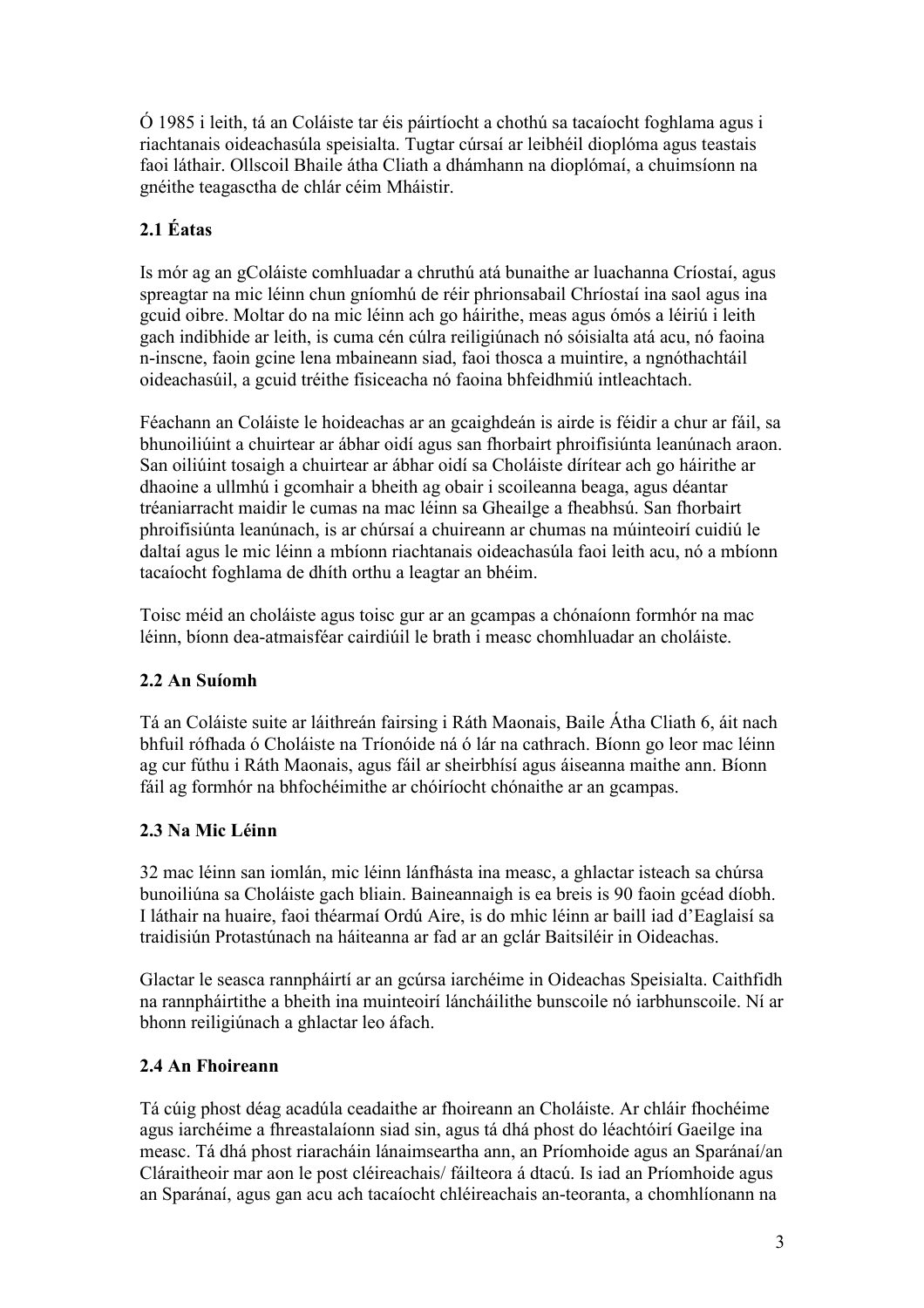Ó 1985 i leith, tá an Coláiste tar éis páirtíocht a chothú sa tacaíocht foghlama agus i riachtanais oideachasúla speisialta. Tugtar cúrsaí ar leibhéil dioplóma agus teastais faoi láthair. Ollscoil Bhaile átha Cliath a dhámhann na dioplómaí, a chuimsíonn na gnéithe teagasctha de chlár céim Mháistir.

## 2.1 Éatas

Is mór ag an gColáiste comhluadar a chruthú atá bunaithe ar luachanna Críostaí, agus spreagtar na mic léinn chun gníomhú de réir phrionsabail Chríostaí ina saol agus ina gcuid oibre. Moltar do na mic léinn ach go háirithe, meas agus ómós a léiriú i leith gach indibhide ar leith, is cuma cén cúlra reiligiúnach nó sóisialta atá acu, nó faoina n-inscne, faoin gcine lena mbaineann siad, faoi thosca a muintire, a ngnóthachtáil oideachasúil, a gcuid tréithe fisiceacha nó faoina bhfeidhmiú intleachtach.

Féachann an Coláiste le hoideachas ar an gcaighdeán is airde is féidir a chur ar fáil, sa bhunoiliúint a chuirtear ar ábhar oidí agus san fhorbairt phroifisiúnta leanúnach araon. San oiliúint tosaigh a chuirtear ar ábhar oidí sa Choláiste dírítear ach go háirithe ar dhaoine a ullmhú i gcomhair a bheith ag obair i scoileanna beaga, agus déantar tréaniarracht maidir le cumas na mac léinn sa Gheailge a fheabhsú. San fhorbairt phroifisiúnta leanúnach, is ar chúrsaí a chuireann ar chumas na múinteoirí cuidiú le daltaí agus le mic léinn a mbíonn riachtanais oideachasúla faoi leith acu, nó a mbíonn tacaíocht foghlama de dhíth orthu a leagtar an bhéim.

Toisc méid an choláiste agus toisc gur ar an gcampas a chónaíonn formhór na mac léinn, bíonn dea-atmaisféar cairdiúil le brath i measc chomhluadar an choláiste.

## 2.2 An Suíomh

Tá an Coláiste suite ar láithreán fairsing i Ráth Maonais, Baile Átha Cliath 6, áit nach bhfuil rófhada ó Choláiste na Tríonóide ná ó lár na cathrach. Bíonn go leor mac léinn ag cur fúthu i Ráth Maonais, agus fáil ar sheirbhísí agus áiseanna maithe ann. Bíonn fáil ag formhór na bhfochéimithe ar chóiríocht chónaithe ar an gcampas.

## 2.3 Na Mic Léinn

32 mac léinn san iomlán, mic léinn lánfhásta ina measc, a ghlactar isteach sa chúrsa bunoiliúna sa Choláiste gach bliain. Baineannaigh is ea breis is 90 faoin gcéad díobh. I láthair na huaire, faoi théarmaí Ordú Aire, is do mhic léinn ar baill iad d'Eaglaisí sa traidisiún Protastúnach na háiteanna ar fad ar an gclár Baitsiléir in Oideachas.

Glactar le seasca rannpháirtí ar an gcúrsa iarchéime in Oideachas Speisialta. Caithfidh na rannpháirtithe a bheith ina muinteoirí láncháilithe bunscoile nó iarbhunscoile. Ní ar bhonn reiligiúnach a ghlactar leo áfach.

## 2.4 An Fhoireann

Tá cúig phost déag acadúla ceadaithe ar fhoireann an Choláiste. Ar chláir fhochéime agus iarchéime a fhreastalaíonn siad sin, agus tá dhá phost do léachtóirí Gaeilge ina measc. Tá dhá phost riaracháin lánaimseartha ann, an Príomhoide agus an Sparánaí/an Cláraitheoir mar aon le post cléireachais/ fáilteora á dtacú. Is iad an Príomhoide agus an Sparánaí, agus gan acu ach tacaíocht chléireachais an-teoranta, a chomhlíonann na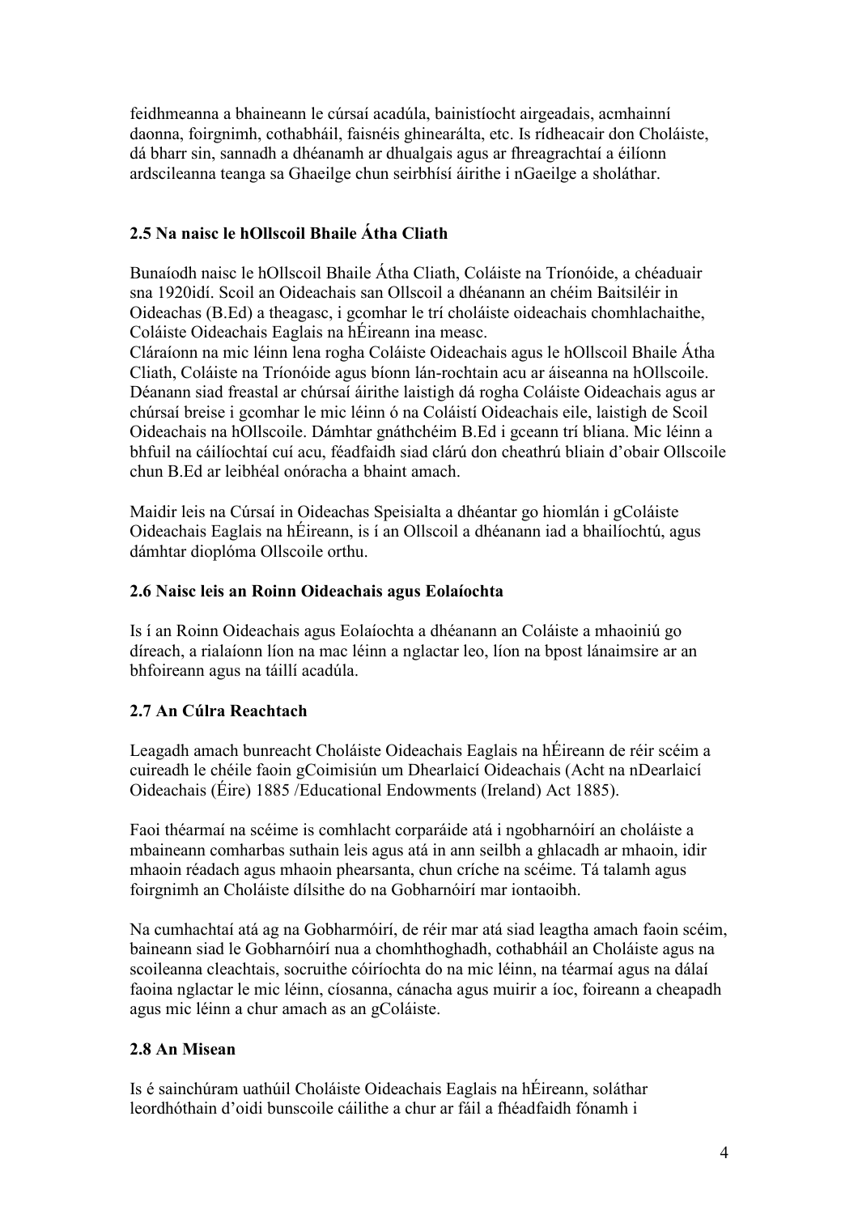feidhmeanna a bhaineann le cúrsaí acadúla, bainistíocht airgeadais, acmhainní daonna, foirgnimh, cothabháil, faisnéis ghinearálta, etc. Is rídheacair don Choláiste, dá bharr sin, sannadh a dhéanamh ar dhualgais agus ar fhreagrachtaí a éilíonn ardscileanna teanga sa Ghaeilge chun seirbhísí áirithe i nGaeilge a sholáthar.

**2.5 Na naisc le hOllscoil Bhaile Átha Cliath**

Bunaíodh naisc le hOllscoil Bhaile Átha Cliath, Coláiste na Tríonóide, a chéaduair sna 1920idí. Scoil an Oideachais san Ollscoil a dhéanann an chéim Baitsiléir in Oideachas (B.Ed) a theagasc, i gcomhar le trí choláiste oideachais chomhlachaithe, Coláiste Oideachais Eaglais na hÉireann ina measc.
Cláraíonn na mic léinn lena rogha Coláiste Oideachais agus le hOllscoil Bhaile Átha Cliath, Coláiste na Tríonóide agus bíonn lán-rochtain acu ar áiseanna na hOllscoile. Déanann siad freastal ar chúrsaí áirithe laistigh dá rogha Coláiste Oideachais agus ar chúrsaí breise i gcomhar le mic léinn ó na Coláistí Oideachais eile, laistigh de Scoil Oideachais na hOllscoile. Dámhtar gnáthchéim B.Ed i gceann trí bliana. Mic léinn a bhfuil na cáilíochtaí cuí acu, féadfaidh siad clárú don cheathrú bliain d'obair Ollscoile chun B.Ed ar leibhéal onóracha a bhaint amach.

Maidir leis na Cúrsaí in Oideachas Speisialta a dhéantar go hiomlán i gColáiste Oideachais Eaglais na hÉireann, is í an Ollscoil a dhéanann iad a bhailíochtú, agus dámhtar dioplóma Ollscoile orthu.

**2.6 Naisc leis an Roinn Oideachais agus Eolaíochta**

Is í an Roinn Oideachais agus Eolaíochta a dhéanann an Coláiste a mhaoiniú go díreach, a rialaíonn líon na mac léinn a nglactar leo, líon na bpost lánaimsire ar an bhfoireann agus na táillí acadúla.

**2.7 An Cúlra Reachtach**

Leagadh amach bunreacht Choláiste Oideachais Eaglais na hÉireann de réir scéim a cuireadh le chéile faoin gCoimisiún um Dhearlaicí Oideachais (Acht na nDearlaicí Oideachais (Éire) 1885 /Educational Endowments (Ireland) Act 1885).

Faoi théarmaí na scéime is comhlacht corparáide atá i ngobharnóirí an choláiste a mbaineann comharbas suthain leis agus atá in ann seilbh a ghlacadh ar mhaoin, idir mhaoin réadach agus mhaoin phearsanta, chun críche na scéime. Tá talamh agus foirgnimh an Choláiste dílsithe do na Gobharnóirí mar iontaoibh.

Na cumhachtaí atá ag na Gobharmóirí, de réir mar atá siad leagtha amach faoin scéim, baineann siad le Gobharnóirí nua a chomhthoghadh, cothabháil an Choláiste agus na scoileanna cleachtais, socruithe cóiríochta do na mic léinn, na téarmaí agus na dálaí faoina nglactar le mic léinn, cíosanna, cánacha agus muirir a íoc, foireann a cheapadh agus mic léinn a chur amach as an gColáiste.

**2.8 An Misean**

Is é sainchúram uathúil Choláiste Oideachais Eaglais na hÉireann, soláthar leordhóthain d'oidí bunscoile cáilithe a chur ar fáil a fhéadfaidh fónamh i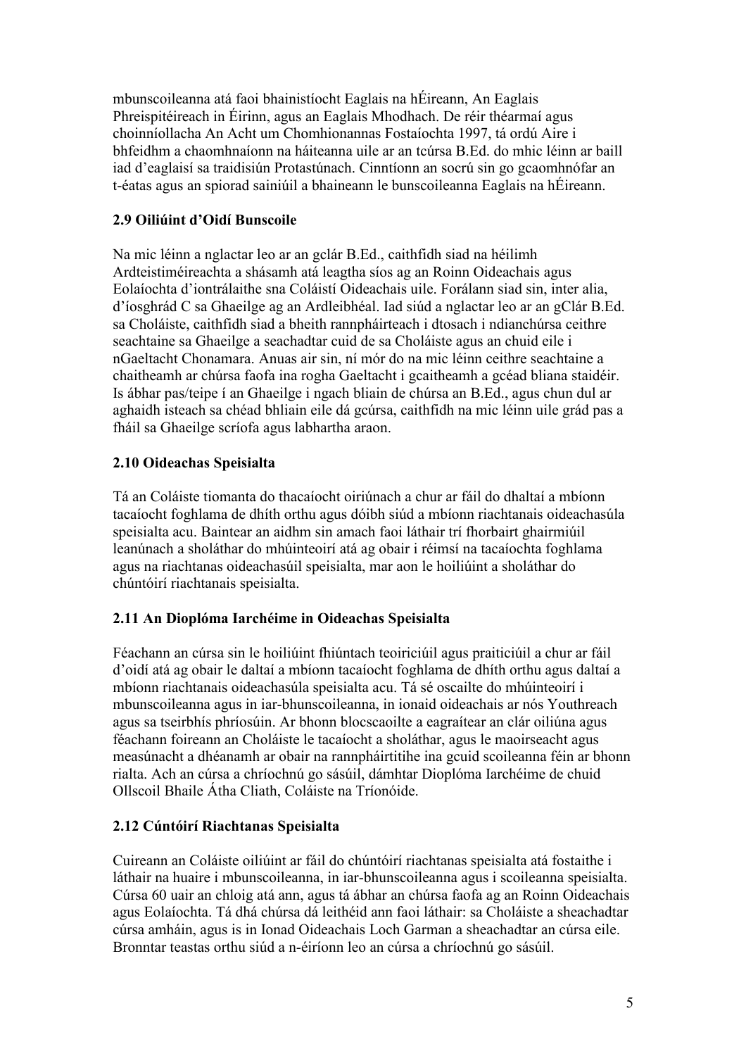mbunscoileanna atá faoi bhainistíocht Eaglais na hÉireann, An Eaglais Phreispitéireach in Éirinn, agus an Eaglais Mhodhach. De réir théarmaí agus choinníollacha An Acht um Chomhionannas Fostaíochta 1997, tá ordú Aire i bhfeidhm a chaomhnaíonn na háiteanna uile ar an tcúrsa B.Ed. do mhic léinn ar baill iad d'eaglaisí sa traidisiún Protastúnach. Cinntíonn an socrú sin go gcaomhnófar an t-éatas agus an spiorad sainiúil a bhaineann le bunscoileanna Eaglais na hÉireann.

### 2.9 Oiliúint d'Oidí Bunscoile

Na mic léinn a nglactar leo ar an gclár B.Ed., caithfidh siad na héilimh Ardteistiméireachta a shásamh atá leagtha síos ag an Roinn Oideachais agus Eolaíochta d'iontrálaithe sna Coláistí Oideachais uile. Forálann siad sin, inter alia, d'íosghrád C sa Ghaeilge ag an Ardleibhéal. Iad siúd a nglactar leo ar an gClár B.Ed. sa Choláiste, caithfidh siad a bheith rannpháirteach i dtosach i ndianchúrsa ceithre seachtaine sa Ghaeilge a seachadtar cuid de sa Choláiste agus an chuid eile i nGaeltacht Chonamara. Anuas air sin, ní mór do na mic léinn ceithre seachtaine a chaitheamh ar chúrsa faofa ina rogha Gaeltacht i gcaitheamh a gcéad bliana staidéir. Is ábhar pas/teipe í an Ghaeilge i ngach bliain de chúrsa an B.Ed., agus chun dul ar aghaidh isteach sa chéad bhliain eile dá gcúrsa, caithfidh na mic léinn uile grád pas a fháil sa Ghaeilge scríofa agus labhartha araon.

### 2.10 Oideachas Speisialta

Tá an Coláiste tiomanta do thacaíocht oiriúnach a chur ar fáil do dhaltaí a mbíonn tacaíocht foghlama de dhíth orthu agus dóibh siúd a mbíonn riachtanais oideachasúla speisialta acu. Baintear an aidhm sin amach faoi láthair trí fhorbairt ghairmiúil leanúnach a sholáthar do mhúinteoirí atá ag obair i réimsí na tacaíochta foghlama agus na riachtanas oideachasúil speisialta, mar aon le hoiliúint a sholáthar do chúntóirí riachtanais speisialta.

### 2.11 An Dioplóma Iarchéime in Oideachas Speisialta

Féachann an cúrsa sin le hoiliúint fhiúntach teoiriciúil agus praiticiúil a chur ar fáil d'oidí atá ag obair le daltaí a mbíonn tacaíocht foghlama de dhíth orthu agus daltaí a mbíonn riachtanais oideachasúla speisialta acu. Tá sé oscailte do mhúinteoirí i mbunscoileanna agus in iar-bhunscoileanna, in ionaid oideachais ar nós Youthreach agus sa tseirbhís phríosúin. Ar bhonn blocscaoilte a eagraítear an clár oiliúna agus féachann foireann an Choláiste le tacaíocht a sholáthar, agus le maoirseacht agus measúnacht a dhéanamh ar obair na rannpháirtitihe ina gcuid scoileanna féin ar bhonn rialta. Ach an cúrsa a chríochnú go sásúil, dámhtar Dioplóma Iarchéime de chuid Ollscoil Bhaile Átha Cliath, Coláiste na Tríonóide.

### 2.12 Cúntóirí Riachtanas Speisialta

Cuireann an Coláiste oiliúint ar fáil do chúntóirí riachtanas speisialta atá fostaithe i láthair na huaire i mbunscoileanna, in iar-bhunscoileanna agus i scoileanna speisialta. Cúrsa 60 uair an chloig atá ann, agus tá ábhar an chúrsa faofa ag an Roinn Oideachais agus Eolaíochta. Tá dhá chúrsa dá leithéid ann faoi láthair: sa Choláiste a sheachadtar cúrsa amháin, agus is in Ionad Oideachais Loch Garman a sheachadtar an cúrsa eile. Bronntar teastas orthu siúd a n-éiríonn leo an cúrsa a chríochnú go sásúil.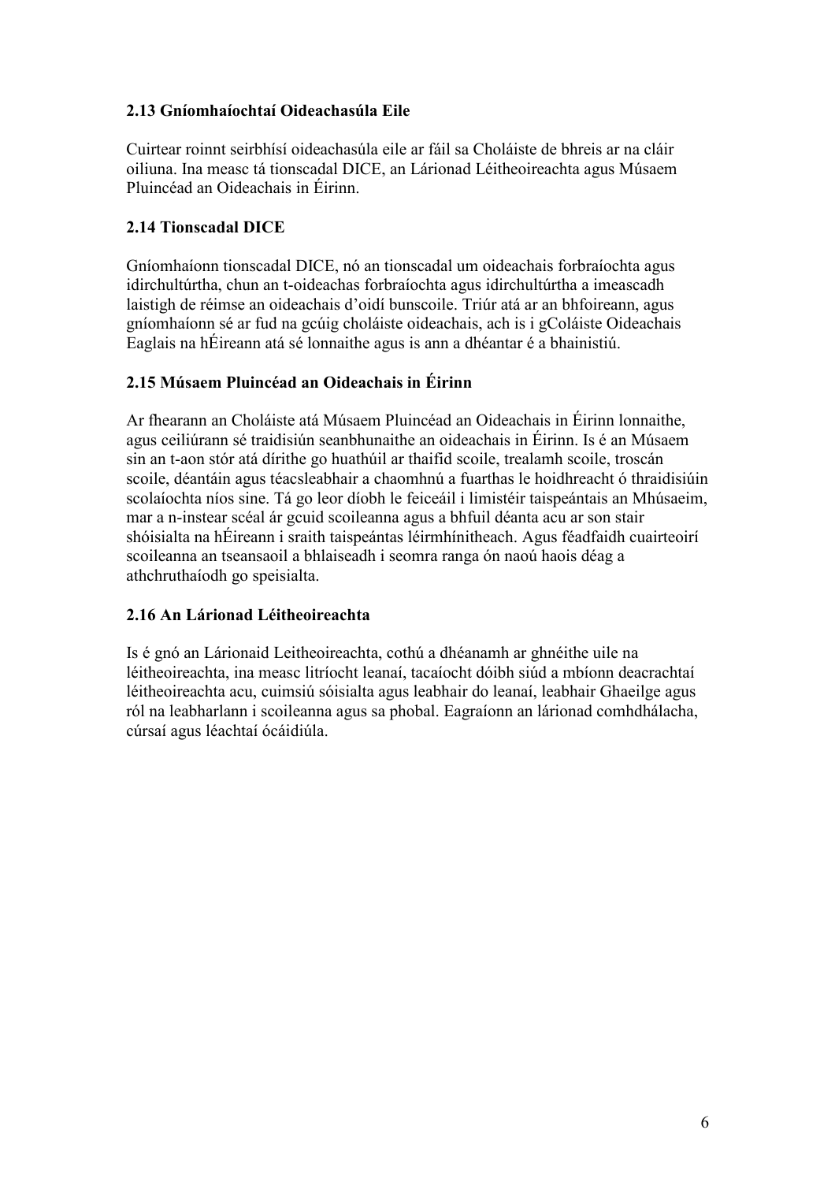### 2.13 Gníomhaíochtaí Oideachasúla Eile

Cuirtear roinnt seirbhísí oideachasúla eile ar fáil sa Choláiste de bhreis ar na cláir oiliuna. Ina measc tá tionscadal DICE, an Lárionad Léitheoireachta agus Músaem Pluincéad an Oideachais in Éirinn.

### 2.14 Tionscadal DICE

Gníomhaíonn tionscadal DICE, nó an tionscadal um oideachais forbraíochta agus idirchultúrtha, chun an t-oideachas forbraíochta agus idirchultúrtha a imeascadh laistigh de réimse an oideachais d'oidí bunscoile. Triúr atá ar an bhfoireann, agus gníomhaíonn sé ar fud na gcúig choláiste oideachais, ach is i gColáiste Oideachais Eaglais na hÉireann atá sé lonnaithe agus is ann a dhéantar é a bhainistiú.

### 2.15 Músaem Pluincéad an Oideachais in Éirinn

Ar fhearann an Choláiste atá Músaem Pluincéad an Oideachais in Éirinn lonnaithe, agus ceiliúrann sé traidisiún seanbhunaithe an oideachais in Éirinn. Is é an Músaem sin an t-aon stór atá dírithe go huathúil ar thaifid scoile, trealamh scoile, troscán scoile, déantáin agus téacsleabhair a chaomhnú a fuarthas le hoidhreacht ó thraidisiúin scolaíochta níos sine. Tá go leor díobh le feiceáil i limistéir taispeántais an Mhúsaeim, mar a n-instear scéal ár gcuid scoileanna agus a bhfuil déanta acu ar son stair shóisialta na hÉireann i sraith taispeántas léirmhínitheach. Agus féadfaidh cuairteoirí scoileanna an tseansaoil a bhlaiseadh i seomra ranga ón naoú haois déag a athchruthaíodh go speisialta.

### 2.16 An Lárionad Léitheoireachta

Is é gnó an Lárionaid Leitheoireachta, cothú a dhéanamh ar ghnéithe uile na léitheoireachta, ina measc litríocht leanaí, tacaíocht dóibh siúd a mbíonn deacrachtaí léitheoireachta acu, cuimsiú sóisialta agus leabhair do leanaí, leabhair Ghaeilge agus ról na leabharlann i scoileanna agus sa phobal. Eagraíonn an lárionad comhdhálacha, cúrsaí agus léachtaí ócáidiúla.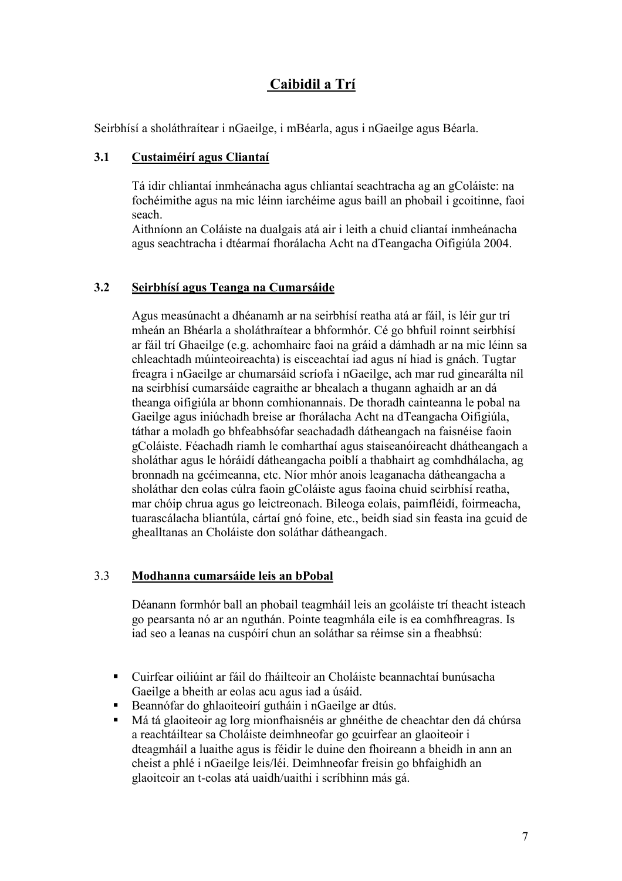# Caibidil a Trí

Seirbhísí a sholáthraítear i nGaeilge, i mBéarla, agus i nGaeilge agus Béarla.

## 3.1 Custaiméirí agus Cliantaí

Tá idir chliantaí inmheánacha agus chliantaí seachtracha ag an gColáiste: na fochéimithe agus na mic léinn iarchéime agus baill an phobail i gcoitinne, faoi seach.
Aithníonn an Coláiste na dualgais atá air i leith a chuid cliantaí inmheánacha agus seachtracha i dtéarmaí fhorálacha Acht na dTeangacha Oifigiúla 2004.

## 3.2 Seirbhísí agus Teanga na Cumarsáide

Agus measúnacht a dhéanamh ar na seirbhísí reatha atá ar fáil, is léir gur trí mheán an Bhéarla a sholáthraítear a bhformhór. Cé go bhfuil roinnt seirbhísí ar fáil trí Ghaeilge (e.g. achomhairc faoi na gráid a dámhadh ar na mic léinn sa chleachtadh múinteoireachta) is eisceachtaí iad agus ní hiad is gnách. Tugtar freagra i nGaeilge ar chumarsáid scríofa i nGaeilge, ach mar rud ginearálta níl na seirbhísí cumarsáide eagraithe ar bhealach a thugann aghaidh ar an dá theanga oifigiúla ar bhonn comhionannais. De thoradh cainteanna le pobal na Gaeilge agus iniúchadh breise ar fhorálacha Acht na dTeangacha Oifigiúla, táthar a moladh go bhfeabhsófar seachadadh dátheangach na faisnéise faoin gColáiste. Féachadh riamh le comharthaí agus staiseanóireacht dhátheangach a sholáthar agus le hóráidí dátheangacha poiblí a thabhairt ag comhdhálacha, ag bronnadh na gcéimeanna, etc. Níor mhór anois leaganacha dátheangacha a sholáthar den eolas cúlra faoin gColáiste agus faoina chuid seirbhísí reatha, mar chóip chrua agus go leictreonach. Bileoga eolais, paimfléidí, foirmeacha, tuarascálacha bliantúla, cártaí gnó foine, etc., beidh siad sin feasta ina gcuid de ghealltanas an Choláiste don soláthar dátheangach.

## 3.3 Modhanna cumarsáide leis an bPobal

Déanann formhór ball an phobail teagmháil leis an gcoláiste trí theacht isteach go pearsanta nó ar an nguthán. Pointe teagmhála eile is ea comhfhreagras. Is iad seo a leanas na cuspóirí chun an soláthar sa réimse sin a fheabhsú:

- Cuirfear oiliúint ar fáil do fháilteoir an Choláiste beannachtaí bunúsacha Gaeilge a bheith ar eolas acu agus iad a úsáid.
- Beannófar do ghlaoiteoirí gutháin i nGaeilge ar dtús.
- Má tá glaoiteoir ag lorg mionfhaisnéis ar ghnéithe de cheachtar den dá chúrsa a reachtáiltear sa Choláiste deimhneofar go gcuirfear an glaoiteoir i dteagmháil a luaithe agus is féidir le duine den fhoireann a bheidh in ann an cheist a phlé i nGaeilge leis/léi. Deimhneofar freisin go bhfaighidh an glaoiteoir an t-eolas atá uaidh/uaithi i scríbhinn más gá.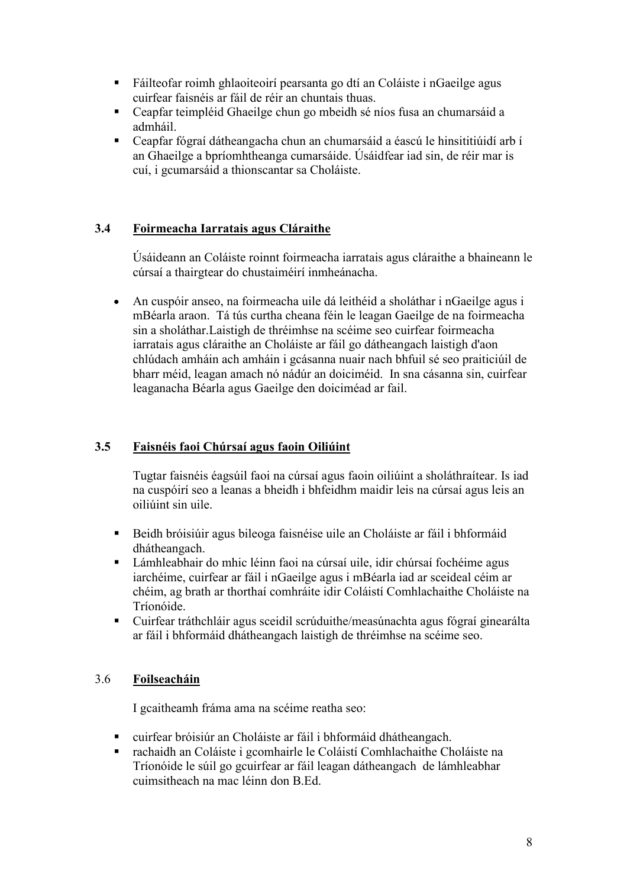- Fáilteofar roimh ghlaoiteoirí pearsanta go dtí an Coláiste i nGaeilge agus cuirfear faisnéis ar fáil de réir an chuntais thuas.
- Ceapfar teimpléid Ghaeilge chun go mbeidh sé níos fusa an chumarsáid a admháil.
- Ceapfar fógraí dátheangacha chun an chumarsáid a éascú le hinsitiúidí arb í an Ghaeilge a bpríomhtheanga cumarsáide. Úsáidfear iad sin, de réir mar is cuí, i gcumarsáid a thionscantar sa Choláiste.

### 3.4 Foirmeacha Iarratais agus Cláraithe

Úsáideann an Coláiste roinnt foirmeacha iarratais agus cláraithe a bhaineann le cúrsaí a thairgtear do chustaiméirí inmheánacha.

- An cuspóir anseo, na foirmeacha uile dá leithéid a sholáthar i nGaeilge agus i mBéarla araon. Tá tús curtha cheana féin le leagan Gaeilge de na foirmeacha sin a sholáthar.Laistigh de thréimhse na scéime seo cuirfear foirmeacha iarratais agus cláraithe an Choláiste ar fáil go dátheangach laistigh d'aon chlúdach amháin ach amháin i gcásanna nuair nach bhfuil sé seo praiticiúil de bharr méid, leagan amach nó nádúr an doiciméid. In sna cásanna sin, cuirfear leaganacha Béarla agus Gaeilge den doiciméad ar fail.

### 3.5 Faisnéis faoi Chúrsaí agus faoin Oiliúint

Tugtar faisnéis éagsúil faoi na cúrsaí agus faoin oiliúint a sholáthraítear. Is iad na cuspóirí seo a leanas a bheidh i bhfeidhm maidir leis na cúrsaí agus leis an oiliúint sin uile.

- Beidh bróisiúir agus bileoga faisnéise uile an Choláiste ar fáil i bhformáid dhátheangach.
- Lámhleabhair do mhic léinn faoi na cúrsaí uile, idir chúrsaí fochéime agus iarchéime, cuirfear ar fáil i nGaeilge agus i mBéarla iad ar sceideal céim ar chéim, ag brath ar thorthaí comhráite idir Coláistí Comhlachaithe Choláiste na Tríonóide.
- Cuirfear tráthchláir agus sceidil scrúduithe/measúnachta agus fógraí ginearálta ar fáil i bhformáid dhátheangach laistigh de thréimhse na scéime seo.

### 3.6 Foilseacháin

I gcaitheamh fráma ama na scéime reatha seo:

- cuirfear bróisiúr an Choláiste ar fáil i bhformáid dhátheangach.
- rachaidh an Coláiste i gcomhairle le Coláistí Comhlachaithe Choláiste na Tríonóide le súil go gcuirfear ar fáil leagan dátheangach de lámhleabhar cuimsitheach na mac léinn don B.Ed.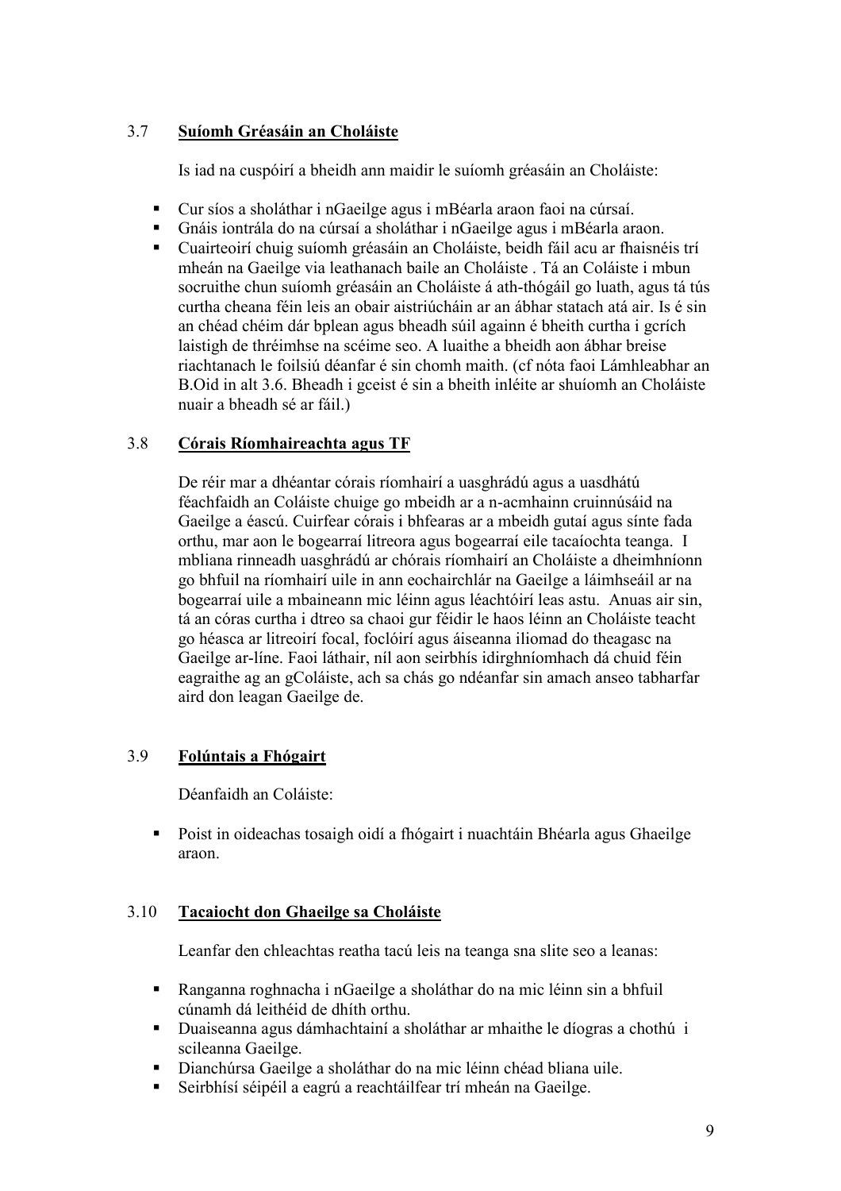## 3.7 Suíomh Gréasáin an Choláiste

Is iad na cuspóirí a bheidh ann maidir le suíomh gréasáin an Choláiste:

- Cur síos a sholáthar i nGaeilge agus i mBéarla araon faoi na cúrsaí.
- Gnáis iontrála do na cúrsaí a sholáthar i nGaeilge agus i mBéarla araon.
- Cuairteoirí chuig suíomh gréasáin an Choláiste, beidh fáil acu ar fhaisnéis trí mheán na Gaeilge via leathanach baile an Choláiste . Tá an Coláiste i mbun socruithe chun suíomh gréasáin an Choláiste á ath-thógáil go luath, agus tá tús curtha cheana féin leis an obair aistriúcháin ar an ábhar statach atá air. Is é sin an chéad chéim dár bplean agus bheadh súil againn é bheith curtha i gcrích laistigh de thréimhse na scéime seo. A luaithe a bheidh aon ábhar breise riachtanach le foilsiú déanfar é sin chomh maith. (cf nóta faoi Lámhleabhar an B.Oid in alt 3.6. Bheadh i gceist é sin a bheith inléite ar shuíomh an Choláiste nuair a bheadh sé ar fáil.)

## 3.8 Córais Ríomhaireachta agus TF

De réir mar a dhéantar córais ríomhairí a uasghrádú agus a uasdhátú féachfaidh an Coláiste chuige go mbeidh ar a n-acmhainn cruinnúsáid na Gaeilge a éascú. Cuirfear córais i bhfearas ar a mbeidh gutaí agus sínte fada orthu, mar aon le bogearraí litreora agus bogearraí eile tacaíochta teanga. I mbliana rinneadh uasghrádú ar chórais ríomhairí an Choláiste a dheimhníonn go bhfuil na ríomhairí uile in ann eochairchlár na Gaeilge a láimhseáil ar na bogearraí uile a mbaineann mic léinn agus léachtóirí leas astu. Anuas air sin, tá an córas curtha i dtreo sa chaoi gur féidir le haos léinn an Choláiste teacht go héasca ar litreoirí focal, foclóirí agus áiseanna iliomad do theagasc na Gaeilge ar-líne. Faoi láthair, níl aon seirbhís idirghníomhach dá chuid féin eagraithe ag an gColáiste, ach sa chás go ndéanfar sin amach anseo tabharfar aird don leagan Gaeilge de.

## 3.9 Folúntais a Fhógairt

Déanfaidh an Coláiste:

- Poist in oideachas tosaigh oidí a fhógairt i nuachtáin Bhéarla agus Ghaeilge araon.

## 3.10 Tacaiocht don Ghaeilge sa Choláiste

Leanfar den chleachtas reatha tacú leis na teanga sna slite seo a leanas:

- Ranganna roghnacha i nGaeilge a sholáthar do na mic léinn sin a bhfuil cúnamh dá leithéid de dhíth orthu.
- Duaiseanna agus dámhachtainí a sholáthar ar mhaithe le díogras a chothú i scileanna Gaeilge.
- Dianchúrsa Gaeilge a sholáthar do na mic léinn chéad bliana uile.
- Seirbhísí séipéil a eagrú a reachtáilfear trí mheán na Gaeilge.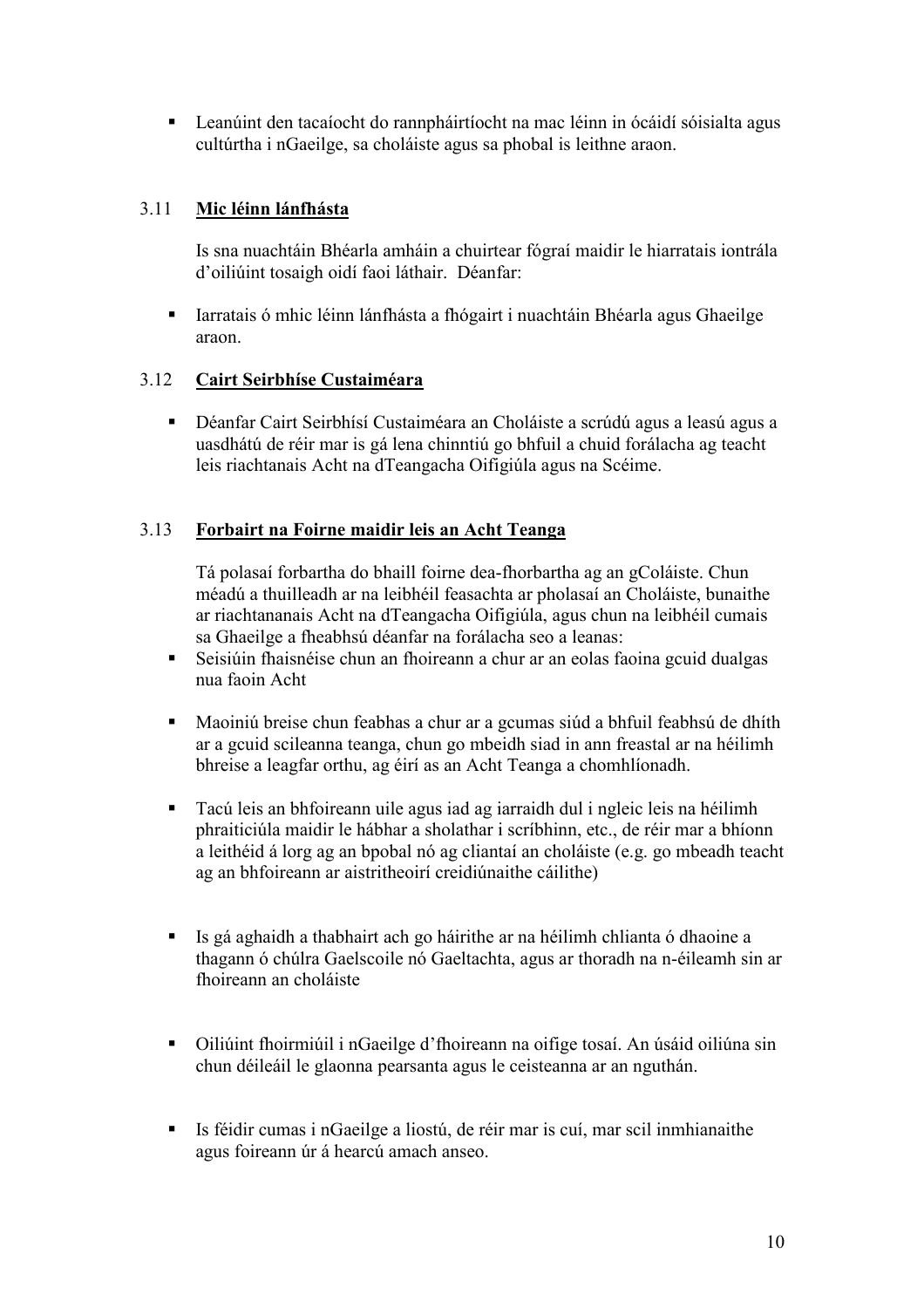- Leanúint den tacaíocht do rannpháirtíocht na mac léinn in ócáidí sóisialta agus cultúrtha i nGaeilge, sa choláiste agus sa phobal is leithne araon.

### 3.11 **Mic léinn lánfhásta**

Is sna nuachtáin Bhéarla amháin a chuirtear fógraí maidir le hiarratais iontrála d'oiliúint tosaigh oidí faoi láthair. Déanfar:

- Iarratais ó mhic léinn lánfhásta a fhógairt i nuachtáin Bhéarla agus Ghaeilge araon.

### 3.12 **Cairt Seirbhíse Custaiméara**

- Déanfar Cairt Seirbhísí Custaiméara an Choláiste a scrúdú agus a leasú agus a uasdhátú de réir mar is gá lena chinntiú go bhfuil a chuid forálacha ag teacht leis riachtanais Acht na dTeangacha Oifigiúla agus na Scéime.

### 3.13 **Forbairt na Foirne maidir leis an Acht Teanga**

Tá polasaí forbartha do bhaill foirne dea-fhorbartha ag an gColáiste. Chun méadú a thuilleadh ar na leibhéil feasachta ar pholasaí an Choláiste, bunaithe ar riachtananais Acht na dTeangacha Oifigiúla, agus chun na leibhéil cumais sa Ghaeilge a fheabhsú déanfar na forálacha seo a leanas:

- Seisiúin fhaisnéise chun an fhoireann a chur ar an eolas faoina gcuid dualgas nua faoin Acht

- Maoiniú breise chun feabhas a chur ar a gcumas siúd a bhfuil feabhsú de dhíth ar a gcuid scileanna teanga, chun go mbeidh siad in ann freastal ar na héilimh bhreise a leagfar orthu, ag éirí as an Acht Teanga a chomhlíonadh.

- Tacú leis an bhfoireann uile agus iad ag iarraidh dul i ngleic leis na héilimh phraiticiúla maidir le hábhar a sholathar i scríbhinn, etc., de réir mar a bhíonn a leithéid á lorg ag an bpobal nó ag cliantaí an choláiste (e.g. go mbeadh teacht ag an bhfoireann ar aistritheoirí creidiúnaithe cáilithe)

- Is gá aghaidh a thabhairt ach go háirithe ar na héilimh chlianta ó dhaoine a thagann ó chúlra Gaelscoile nó Gaeltachta, agus ar thoradh na n-éileamh sin ar fhoireann an choláiste

- Oiliúint fhoirmiúil i nGaeilge d'fhoireann na oifige tosaí. An úsáid oiliúna sin chun déileáil le glaonna pearsanta agus le ceisteanna ar an nguthán.

- Is féidir cumas i nGaeilge a liostú, de réir mar is cuí, mar scil inmhianaithe agus foireann úr á hearcú amach anseo.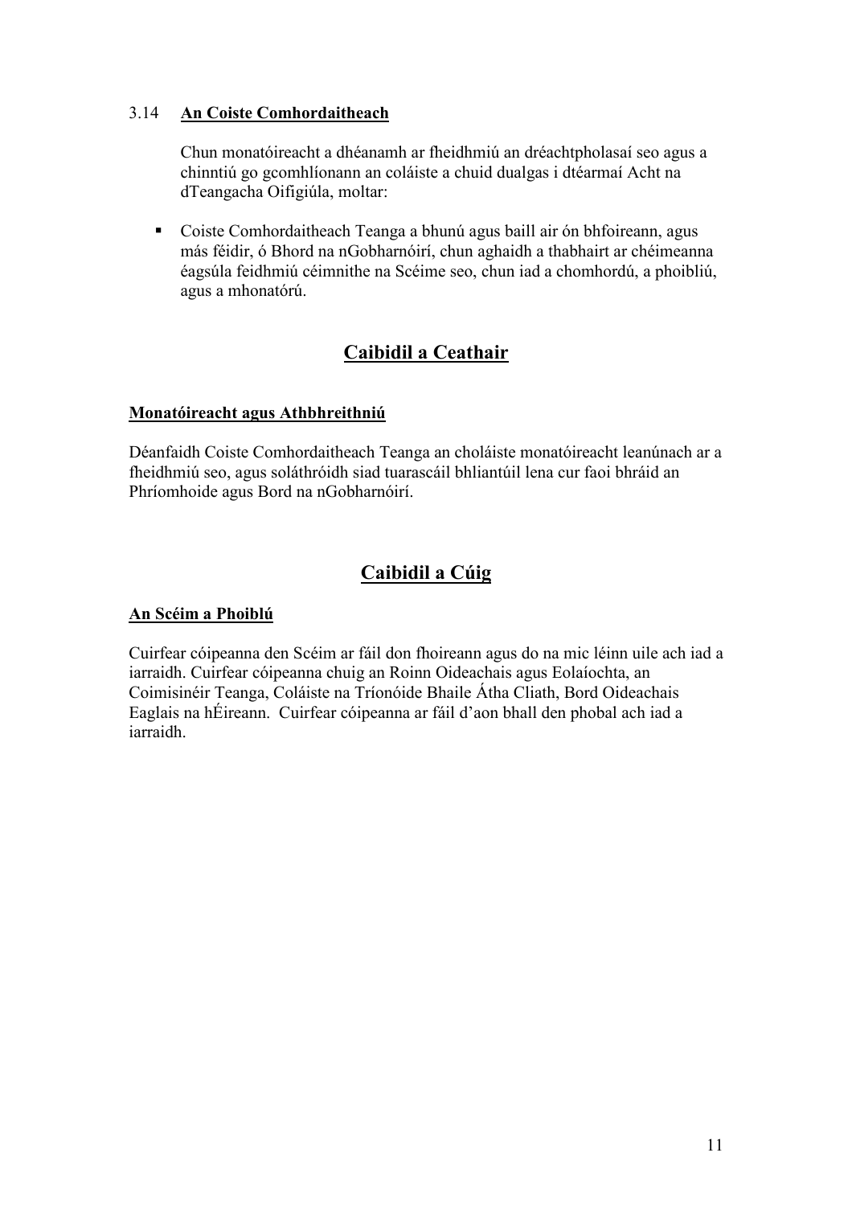### 3.14 **An Coiste Comhordaitheach**

Chun monatóireacht a dhéanamh ar fheidhmiú an dréachtpholasaí seo agus a chinntiú go gcomhlíonann an coláiste a chuid dualgas i dtéarmaí Acht na dTeangacha Oifigiúla, moltar:

- Coiste Comhordaitheach Teanga a bhunú agus baill air ón bhfoireann, agus más féidir, ó Bhord na nGobharnóirí, chun aghaidh a thabhairt ar chéimeanna éagsúla feidhmiú céimnithe na Scéime seo, chun iad a chomhordú, a phoibliú, agus a mhonatórú.

## Caibidil a Ceathair

### Monatóireacht agus Athbhreithniú

Déanfaidh Coiste Comhordaitheach Teanga an choláiste monatóireacht leanúnach ar a fheidhmiú seo, agus soláthróidh siad tuarascáil bhliantúil lena cur faoi bhráid an Phríomhoide agus Bord na nGobharnóirí.

## Caibidil a Cúig

### An Scéim a Phoiblú

Cuirfear cóipeanna den Scéim ar fáil don fhoireann agus do na mic léinn uile ach iad a iarraidh. Cuirfear cóipeanna chuig an Roinn Oideachais agus Eolaíochta, an Coimisinéir Teanga, Coláiste na Tríonóide Bhaile Átha Cliath, Bord Oideachais Eaglais na hÉireann. Cuirfear cóipeanna ar fáil d'aon bhall den phobal ach iad a iarraidh.